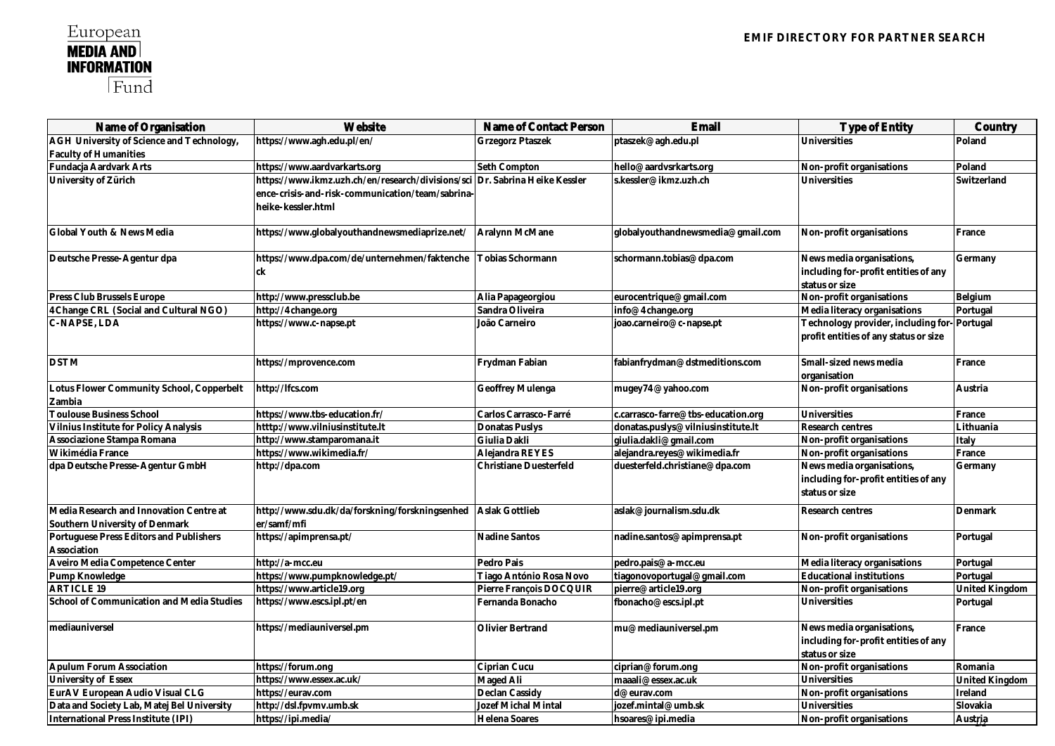European
**MEDIA AND INFORMATION**
Fund

**EMIF DIRECTORY FOR PARTNER SEARCH**

| Name of Organisation | Website | Name of Contact Person | Email | Type of Entity | Country |
|---|---|---|---|---|---|
| AGH University of Science and Technology, Faculty of Humanities | https://www.agh.edu.pl/en/ | Grzegorz Ptaszek | ptaszek@agh.edu.pl | Universities | Poland |
| Fundacja Aardvark Arts | https://www.aardvarkarts.org | Seth Compton | hello@aardvsrkarts.org | Non-profit organisations | Poland |
| University of Zürich | https://www.ikmz.uzh.ch/en/research/divisions/science-crisis-and-risk-communication/team/sabrina-heike-kessler.html | Dr. Sabrina Heike Kessler | s.kessler@ikmz.uzh.ch | Universities | Switzerland |
| Global Youth & News Media | https://www.globalyouthandnewsmediaprize.net/ | Aralynn McMane | globalyouthandnewsmedia@gmail.com | Non-profit organisations | France |
| Deutsche Presse-Agentur dpa | https://www.dpa.com/de/unternehmen/faktencheck | Tobias Schormann | schormann.tobias@dpa.com | News media organisations, including for-profit entities of any status or size | Germany |
| Press Club Brussels Europe | http://www.pressclub.be | Alia Papageorgiou | eurocentrique@gmail.com | Non-profit organisations | Belgium |
| 4Change CRL (Social and Cultural NGO) | http://4change.org | Sandra Oliveira | info@4change.org | Media literacy organisations | Portugal |
| C-NAPSE, LDA | https://www.c-napse.pt | João Carneiro | joao.carneiro@c-napse.pt | Technology provider, including for-profit entities of any status or size | Portugal |
| DSTM | https://mprovence.com | Frydman Fabian | fabianfrydman@dstmeditions.com | Small-sized news media organisation | France |
| Lotus Flower Community School, Copperbelt Zambia | http://lfcs.com | Geoffrey Mulenga | mugey74@yahoo.com | Non-profit organisations | Austria |
| Toulouse Business School | https://www.tbs-education.fr/ | Carlos Carrasco-Farré | c.carrasco-farre@tbs-education.org | Universities | France |
| Vilnius Institute for Policy Analysis | htttp://www.vilniusinstitute.lt | Donatas Puslys | donatas.puslys@vilniusinstitute.lt | Research centres | Lithuania |
| Associazione Stampa Romana | http://www.stamparomana.it | Giulia Dakli | giulia.dakli@gmail.com | Non-profit organisations | Italy |
| Wikimédia France | https://www.wikimedia.fr/ | Alejandra REYES | alejandra.reyes@wikimedia.fr | Non-profit organisations | France |
| dpa Deutsche Presse-Agentur GmbH | http://dpa.com | Christiane Duesterfeld | duesterfeld.christiane@dpa.com | News media organisations, including for-profit entities of any status or size | Germany |
| Media Research and Innovation Centre at Southern University of Denmark | http://www.sdu.dk/da/forskning/forskningsenheder/samf/mfi | Aslak Gottlieb | aslak@journalism.sdu.dk | Research centres | Denmark |
| Portuguese Press Editors and Publishers Association | https://apimprensa.pt/ | Nadine Santos | nadine.santos@apimprensa.pt | Non-profit organisations | Portugal |
| Aveiro Media Competence Center | http://a-mcc.eu | Pedro Pais | pedro.pais@a-mcc.eu | Media literacy organisations | Portugal |
| Pump Knowledge | https://www.pumpknowledge.pt/ | Tiago António Rosa Novo | tiagonovoportugal@gmail.com | Educational institutions | Portugal |
| ARTICLE 19 | https://www.article19.org | Pierre François DOCQUIR | pierre@article19.org | Non-profit organisations | United Kingdom |
| School of Communication and Media Studies | https://www.escs.ipl.pt/en | Fernanda Bonacho | fbonacho@escs.ipl.pt | Universities | Portugal |
| mediauniversel | https://mediauniversel.pm | Olivier Bertrand | mu@mediauniversel.pm | News media organisations, including for-profit entities of any status or size | France |
| Apulum Forum Association | https://forum.ong | Ciprian Cucu | ciprian@forum.ong | Non-profit organisations | Romania |
| University of Essex | https://www.essex.ac.uk/ | Maged Ali | maaali@essex.ac.uk | Universities | United Kingdom |
| EurAV European Audio Visual CLG | https://eurav.com | Declan Cassidy | d@eurav.com | Non-profit organisations | Ireland |
| Data and Society Lab, Matej Bel University | http://dsl.fpvmv.umb.sk | Jozef Michal Mintal | jozef.mintal@umb.sk | Universities | Slovakia |
| International Press Institute (IPI) | https://ipi.media/ | Helena Soares | hsoares@ipi.media | Non-profit organisations | Austria |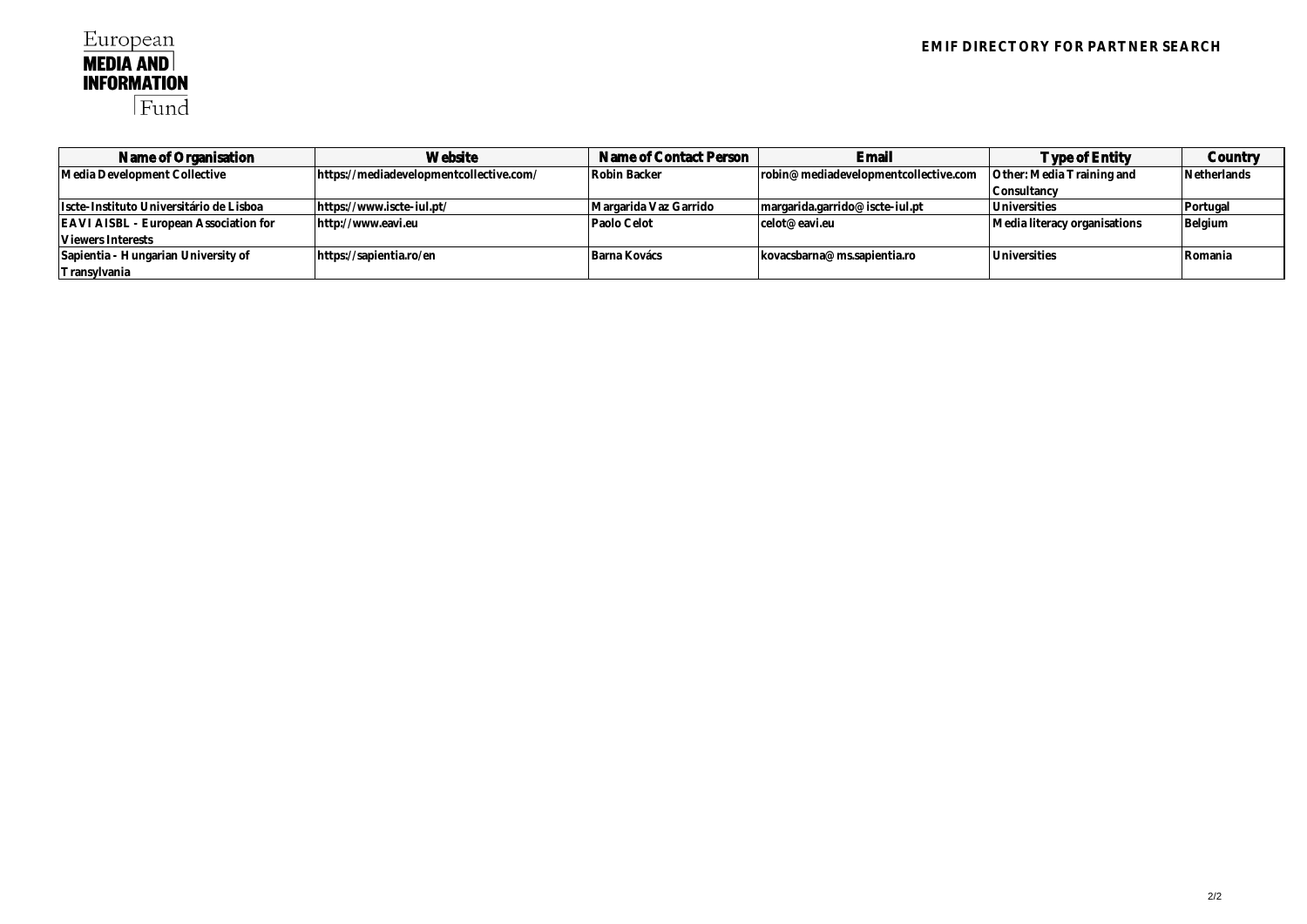| Name of Organisation | Website | Name of Contact Person | Email | Type of Entity | Country |
|---|---|---|---|---|---|
| Media Development Collective | https://mediadevelopmentcollective.com/ | Robin Backer | robin@mediadevelopmentcollective.com | Other: Media Training and Consultancy | Netherlands |
| Iscte-Instituto Universitário de Lisboa | https://www.iscte-iul.pt/ | Margarida Vaz Garrido | margarida.garrido@iscte-iul.pt | Universities | Portugal |
| EAVI AISBL - European Association for Viewers Interests | http://www.eavi.eu | Paolo Celot | celot@eavi.eu | Media literacy organisations | Belgium |
| Sapientia - Hungarian University of Transylvania | https://sapientia.ro/en | Barna Kovács | kovacsbarna@ms.sapientia.ro | Universities | Romania |